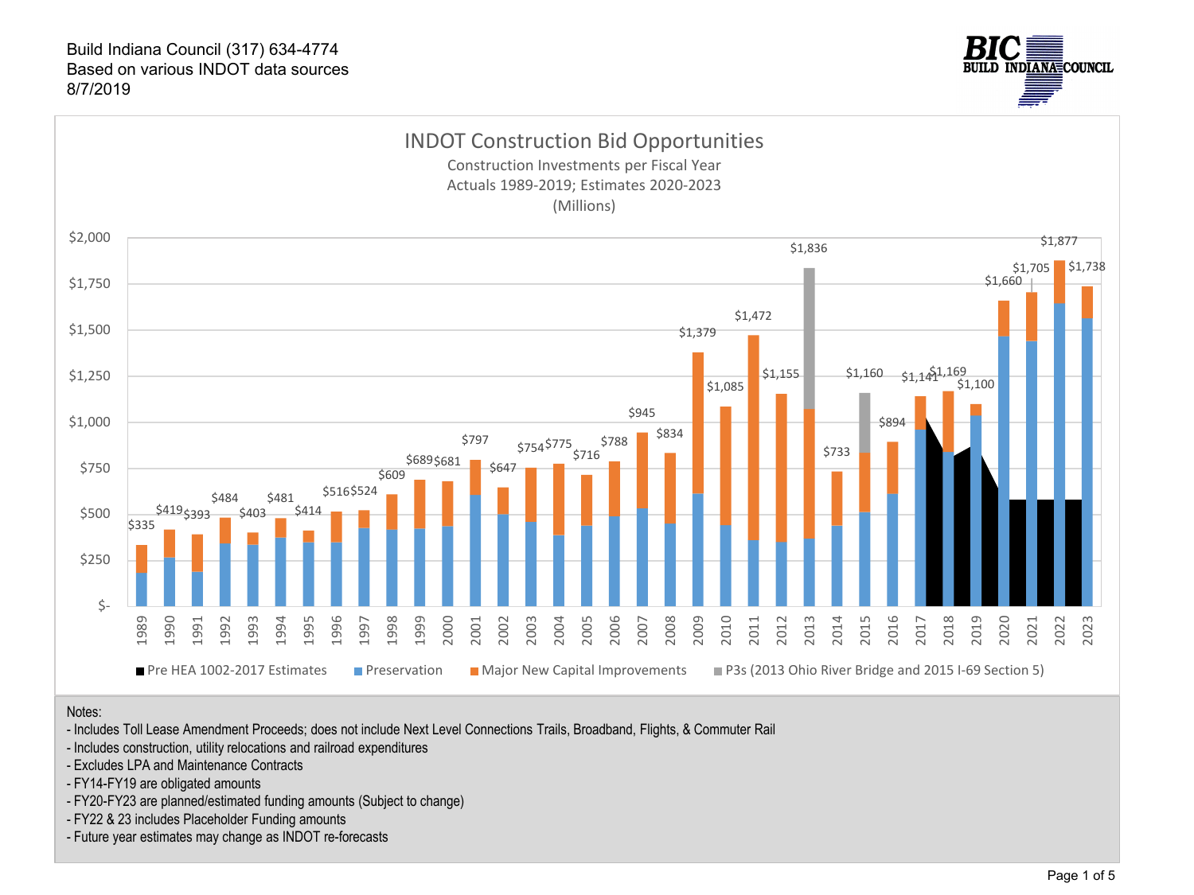Build Indiana Council (317) 634-4774
Based on various INDOT data sources
8/7/2019

BIC BUILD INDIANA COUNCIL

## INDOT Construction Bid Opportunities

Construction Investments per Fiscal Year
Actuals 1989-2019; Estimates 2020-2023
(Millions)

| Fiscal Year | Total ($ Millions) |
|---|---|
| 1989 | $335 |
| 1990 | $419 |
| 1991 | $393 |
| 1992 | $484 |
| 1993 | $403 |
| 1994 | $481 |
| 1995 | $414 |
| 1996 | $516 |
| 1997 | $524 |
| 1998 | $609 |
| 1999 | $689 |
| 2000 | $681 |
| 2001 | $797 |
| 2002 | $647 |
| 2003 | $754 |
| 2004 | $775 |
| 2005 | $716 |
| 2006 | $788 |
| 2007 | $945 |
| 2008 | $834 |
| 2009 | $1,379 |
| 2010 | $1,085 |
| 2011 | $1,472 |
| 2012 | $1,155 |
| 2013 | $1,836 |
| 2014 | $733 |
| 2015 | $1,160 |
| 2016 | $894 |
| 2017 | $1,141 |
| 2018 | $1,169 |
| 2019 | $1,100 |
| 2020 | $1,660 |
| 2021 | $1,705 |
| 2022 | $1,877 |
| 2023 | $1,738 |

Legend: Pre HEA 1002-2017 Estimates; Preservation; Major New Capital Improvements; P3s (2013 Ohio River Bridge and 2015 I-69 Section 5)

Notes:
- Includes Toll Lease Amendment Proceeds; does not include Next Level Connections Trails, Broadband, Flights, & Commuter Rail
- Includes construction, utility relocations and railroad expenditures
- Excludes LPA and Maintenance Contracts
- FY14-FY19 are obligated amounts
- FY20-FY23 are planned/estimated funding amounts (Subject to change)
- FY22 & 23 includes Placeholder Funding amounts
- Future year estimates may change as INDOT re-forecasts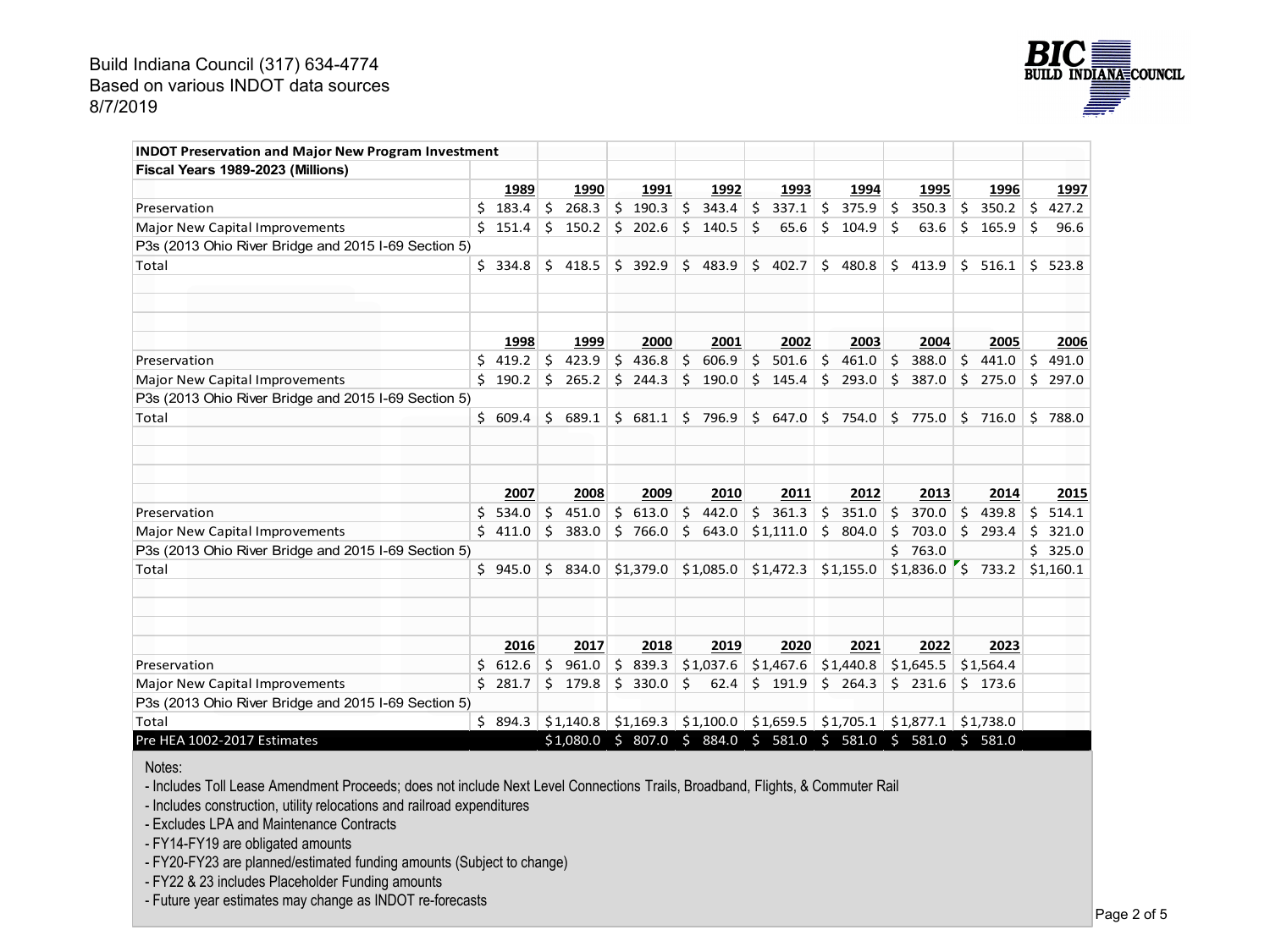Build Indiana Council (317) 634-4774
Based on various INDOT data sources
8/7/2019

**INDOT Preservation and Major New Program Investment**
**Fiscal Years 1989-2023 (Millions)**

| | 1989 | 1990 | 1991 | 1992 | 1993 | 1994 | 1995 | 1996 | 1997 |
|---|---|---|---|---|---|---|---|---|---|
| Preservation | $ 183.4 | $ 268.3 | $ 190.3 | $ 343.4 | $ 337.1 | $ 375.9 | $ 350.3 | $ 350.2 | $ 427.2 |
| Major New Capital Improvements | $ 151.4 | $ 150.2 | $ 202.6 | $ 140.5 | $ 65.6 | $ 104.9 | $ 63.6 | $ 165.9 | $ 96.6 |
| P3s (2013 Ohio River Bridge and 2015 I-69 Section 5) | | | | | | | | | |
| Total | $ 334.8 | $ 418.5 | $ 392.9 | $ 483.9 | $ 402.7 | $ 480.8 | $ 413.9 | $ 516.1 | $ 523.8 |

| | 1998 | 1999 | 2000 | 2001 | 2002 | 2003 | 2004 | 2005 | 2006 |
|---|---|---|---|---|---|---|---|---|---|
| Preservation | $ 419.2 | $ 423.9 | $ 436.8 | $ 606.9 | $ 501.6 | $ 461.0 | $ 388.0 | $ 441.0 | $ 491.0 |
| Major New Capital Improvements | $ 190.2 | $ 265.2 | $ 244.3 | $ 190.0 | $ 145.4 | $ 293.0 | $ 387.0 | $ 275.0 | $ 297.0 |
| P3s (2013 Ohio River Bridge and 2015 I-69 Section 5) | | | | | | | | | |
| Total | $ 609.4 | $ 689.1 | $ 681.1 | $ 796.9 | $ 647.0 | $ 754.0 | $ 775.0 | $ 716.0 | $ 788.0 |

| | 2007 | 2008 | 2009 | 2010 | 2011 | 2012 | 2013 | 2014 | 2015 |
|---|---|---|---|---|---|---|---|---|---|
| Preservation | $ 534.0 | $ 451.0 | $ 613.0 | $ 442.0 | $ 361.3 | $ 351.0 | $ 370.0 | $ 439.8 | $ 514.1 |
| Major New Capital Improvements | $ 411.0 | $ 383.0 | $ 766.0 | $ 643.0 | $1,111.0 | $ 804.0 | $ 703.0 | $ 293.4 | $ 321.0 |
| P3s (2013 Ohio River Bridge and 2015 I-69 Section 5) | | | | | | | $ 763.0 | | $ 325.0 |
| Total | $ 945.0 | $ 834.0 | $1,379.0 | $1,085.0 | $1,472.3 | $1,155.0 | $1,836.0 | $ 733.2 | $1,160.1 |

| | 2016 | 2017 | 2018 | 2019 | 2020 | 2021 | 2022 | 2023 |
|---|---|---|---|---|---|---|---|---|
| Preservation | $ 612.6 | $ 961.0 | $ 839.3 | $1,037.6 | $1,467.6 | $1,440.8 | $1,645.5 | $1,564.4 |
| Major New Capital Improvements | $ 281.7 | $ 179.8 | $ 330.0 | $ 62.4 | $ 191.9 | $ 264.3 | $ 231.6 | $ 173.6 |
| P3s (2013 Ohio River Bridge and 2015 I-69 Section 5) | | | | | | | | |
| Total | $ 894.3 | $1,140.8 | $1,169.3 | $1,100.0 | $1,659.5 | $1,705.1 | $1,877.1 | $1,738.0 |
| Pre HEA 1002-2017 Estimates | | $1,080.0 | $ 807.0 | $ 884.0 | $ 581.0 | $ 581.0 | $ 581.0 | $ 581.0 |

Notes:

- Includes Toll Lease Amendment Proceeds; does not include Next Level Connections Trails, Broadband, Flights, & Commuter Rail
- Includes construction, utility relocations and railroad expenditures
- Excludes LPA and Maintenance Contracts
- FY14-FY19 are obligated amounts
- FY20-FY23 are planned/estimated funding amounts (Subject to change)
- FY22 & 23 includes Placeholder Funding amounts
- Future year estimates may change as INDOT re-forecasts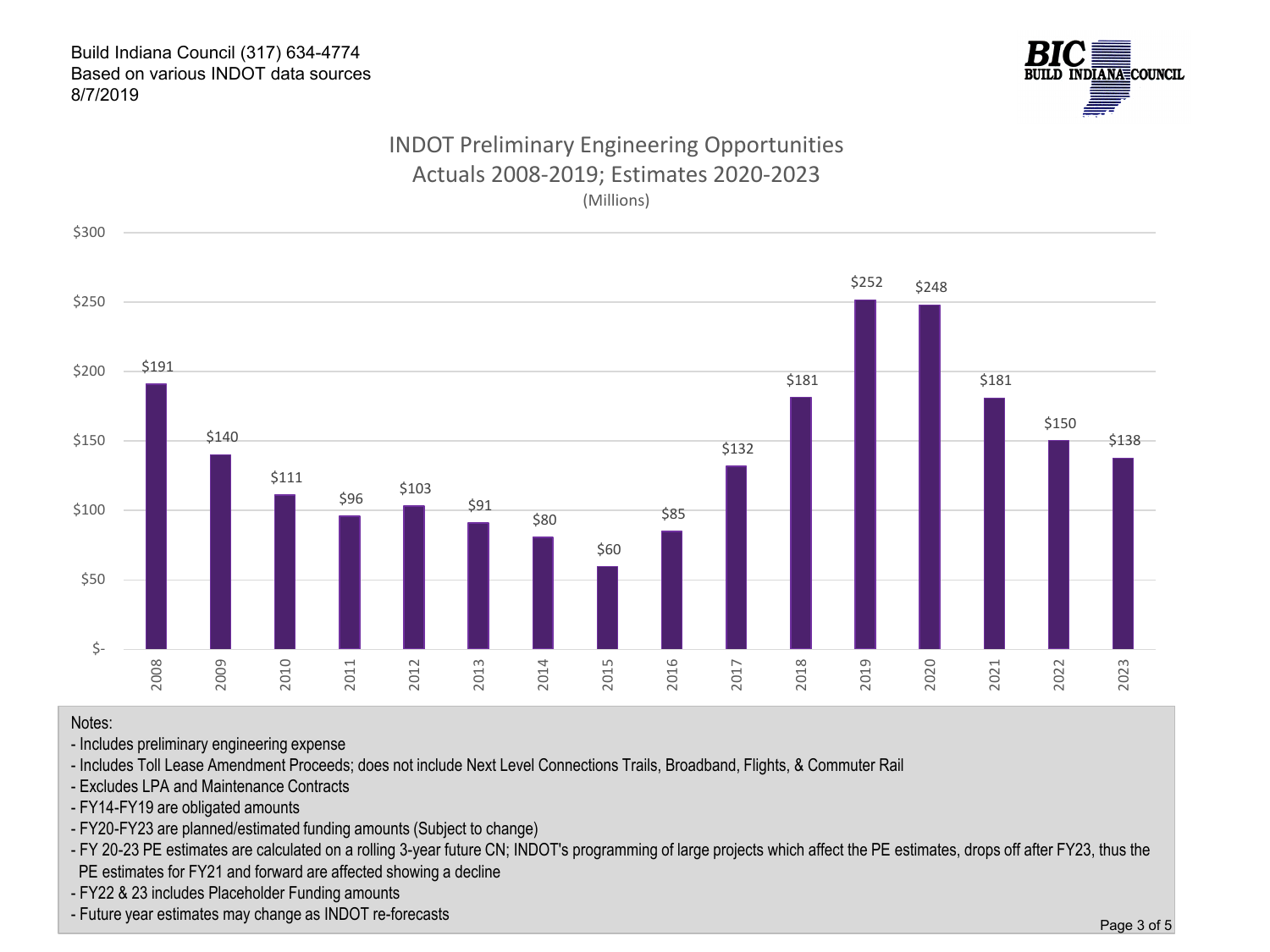Build Indiana Council (317) 634-4774
Based on various INDOT data sources
8/7/2019

BIC BUILD INDIANA COUNCIL

## INDOT Preliminary Engineering Opportunities
### Actuals 2008-2019; Estimates 2020-2023
(Millions)

| Year | Amount |
|---|---|
| 2008 | $191 |
| 2009 | $140 |
| 2010 | $111 |
| 2011 | $96 |
| 2012 | $103 |
| 2013 | $91 |
| 2014 | $80 |
| 2015 | $60 |
| 2016 | $85 |
| 2017 | $132 |
| 2018 | $181 |
| 2019 | $252 |
| 2020 | $248 |
| 2021 | $181 |
| 2022 | $150 |
| 2023 | $138 |

Notes:
- Includes preliminary engineering expense
- Includes Toll Lease Amendment Proceeds; does not include Next Level Connections Trails, Broadband, Flights, & Commuter Rail
- Excludes LPA and Maintenance Contracts
- FY14-FY19 are obligated amounts
- FY20-FY23 are planned/estimated funding amounts (Subject to change)
- FY 20-23 PE estimates are calculated on a rolling 3-year future CN; INDOT's programming of large projects which affect the PE estimates, drops off after FY23, thus the PE estimates for FY21 and forward are affected showing a decline
- FY22 & 23 includes Placeholder Funding amounts
- Future year estimates may change as INDOT re-forecasts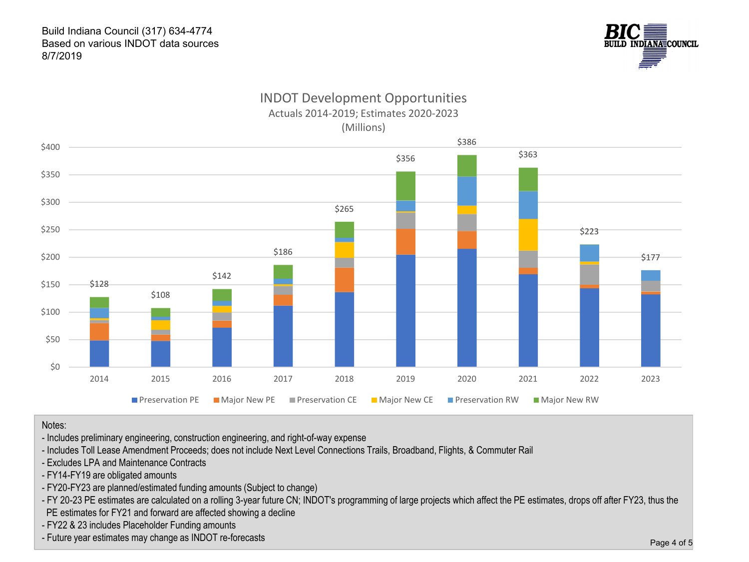Build Indiana Council (317) 634-4774
Based on various INDOT data sources
8/7/2019

BIC BUILD INDIANA COUNCIL

## INDOT Development Opportunities

Actuals 2014-2019; Estimates 2020-2023

(Millions)

| Year | Total |
| --- | --- |
| 2014 | $128 |
| 2015 | $108 |
| 2016 | $142 |
| 2017 | $186 |
| 2018 | $265 |
| 2019 | $356 |
| 2020 | $386 |
| 2021 | $363 |
| 2022 | $223 |
| 2023 | $177 |

Legend: Preservation PE, Major New PE, Preservation CE, Major New CE, Preservation RW, Major New RW

Notes:

- Includes preliminary engineering, construction engineering, and right-of-way expense
- Includes Toll Lease Amendment Proceeds; does not include Next Level Connections Trails, Broadband, Flights, & Commuter Rail
- Excludes LPA and Maintenance Contracts
- FY14-FY19 are obligated amounts
- FY20-FY23 are planned/estimated funding amounts (Subject to change)
- FY 20-23 PE estimates are calculated on a rolling 3-year future CN; INDOT's programming of large projects which affect the PE estimates, drops off after FY23, thus the PE estimates for FY21 and forward are affected showing a decline
- FY22 & 23 includes Placeholder Funding amounts
- Future year estimates may change as INDOT re-forecasts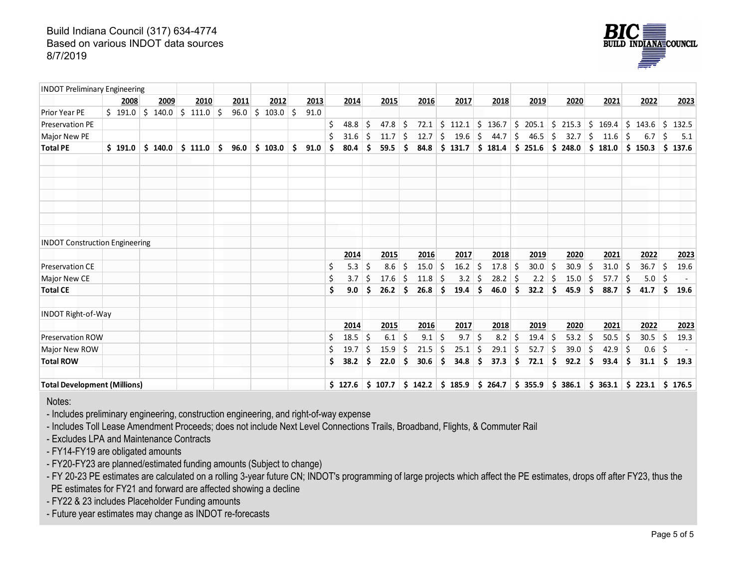Build Indiana Council (317) 634-4774
Based on various INDOT data sources
8/7/2019

| INDOT Preliminary Engineering | | | | | | | | | | | | | | | | |
|---|---|---|---|---|---|---|---|---|---|---|---|---|---|---|---|---|
| | 2008 | 2009 | 2010 | 2011 | 2012 | 2013 | 2014 | 2015 | 2016 | 2017 | 2018 | 2019 | 2020 | 2021 | 2022 | 2023 |
| Prior Year PE | $ 191.0 | $ 140.0 | $ 111.0 | $ 96.0 | $ 103.0 | $ 91.0 | | | | | | | | | | |
| Preservation PE | | | | | | | $ 48.8 | $ 47.8 | $ 72.1 | $ 112.1 | $ 136.7 | $ 205.1 | $ 215.3 | $ 169.4 | $ 143.6 | $ 132.5 |
| Major New PE | | | | | | | $ 31.6 | $ 11.7 | $ 12.7 | $ 19.6 | $ 44.7 | $ 46.5 | $ 32.7 | $ 11.6 | $ 6.7 | $ 5.1 |
| **Total PE** | **$ 191.0** | **$ 140.0** | **$ 111.0** | **$ 96.0** | **$ 103.0** | **$ 91.0** | **$ 80.4** | **$ 59.5** | **$ 84.8** | **$ 131.7** | **$ 181.4** | **$ 251.6** | **$ 248.0** | **$ 181.0** | **$ 150.3** | **$ 137.6** |
| | | | | | | | | | | | | | | | | |
| INDOT Construction Engineering | | | | | | | | | | | | | | | | |
| | | | | | | | 2014 | 2015 | 2016 | 2017 | 2018 | 2019 | 2020 | 2021 | 2022 | 2023 |
| Preservation CE | | | | | | | $ 5.3 | $ 8.6 | $ 15.0 | $ 16.2 | $ 17.8 | $ 30.0 | $ 30.9 | $ 31.0 | $ 36.7 | $ 19.6 |
| Major New CE | | | | | | | $ 3.7 | $ 17.6 | $ 11.8 | $ 3.2 | $ 28.2 | $ 2.2 | $ 15.0 | $ 57.7 | $ 5.0 | $ - |
| **Total CE** | | | | | | | **$ 9.0** | **$ 26.2** | **$ 26.8** | **$ 19.4** | **$ 46.0** | **$ 32.2** | **$ 45.9** | **$ 88.7** | **$ 41.7** | **$ 19.6** |
| | | | | | | | | | | | | | | | | |
| INDOT Right-of-Way | | | | | | | | | | | | | | | | |
| | | | | | | | 2014 | 2015 | 2016 | 2017 | 2018 | 2019 | 2020 | 2021 | 2022 | 2023 |
| Preservation ROW | | | | | | | $ 18.5 | $ 6.1 | $ 9.1 | $ 9.7 | $ 8.2 | $ 19.4 | $ 53.2 | $ 50.5 | $ 30.5 | $ 19.3 |
| Major New ROW | | | | | | | $ 19.7 | $ 15.9 | $ 21.5 | $ 25.1 | $ 29.1 | $ 52.7 | $ 39.0 | $ 42.9 | $ 0.6 | $ - |
| **Total ROW** | | | | | | | **$ 38.2** | **$ 22.0** | **$ 30.6** | **$ 34.8** | **$ 37.3** | **$ 72.1** | **$ 92.2** | **$ 93.4** | **$ 31.1** | **$ 19.3** |
| | | | | | | | | | | | | | | | | |
| **Total Development (Millions)** | | | | | | | **$ 127.6** | **$ 107.7** | **$ 142.2** | **$ 185.9** | **$ 264.7** | **$ 355.9** | **$ 386.1** | **$ 363.1** | **$ 223.1** | **$ 176.5** |

Notes:

- Includes preliminary engineering, construction engineering, and right-of-way expense
- Includes Toll Lease Amendment Proceeds; does not include Next Level Connections Trails, Broadband, Flights, & Commuter Rail
- Excludes LPA and Maintenance Contracts
- FY14-FY19 are obligated amounts
- FY20-FY23 are planned/estimated funding amounts (Subject to change)
- FY 20-23 PE estimates are calculated on a rolling 3-year future CN; INDOT's programming of large projects which affect the PE estimates, drops off after FY23, thus the PE estimates for FY21 and forward are affected showing a decline
- FY22 & 23 includes Placeholder Funding amounts
- Future year estimates may change as INDOT re-forecasts